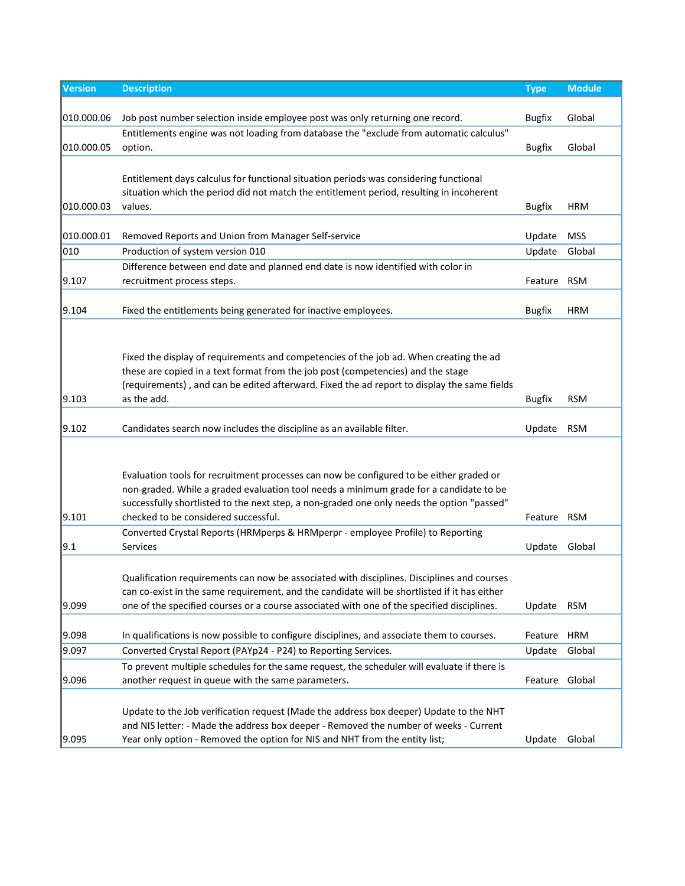| Version | Description | Type | Module |
|---|---|---|---|
| 010.000.06 | Job post number selection inside employee post was only returning one record. | Bugfix | Global |
| 010.000.05 | Entitlements engine was not loading from database the "exclude from automatic calculus" option. | Bugfix | Global |
| 010.000.03 | Entitlement days calculus for functional situation periods was considering functional situation which the period did not match the entitlement period, resulting in incoherent values. | Bugfix | HRM |
| 010.000.01 | Removed Reports and Union from Manager Self-service | Update | MSS |
| 010 | Production of system version 010 | Update | Global |
| 9.107 | Difference between end date and planned end date is now identified with color in recruitment process steps. | Feature | RSM |
| 9.104 | Fixed the entitlements being generated for inactive employees. | Bugfix | HRM |
| 9.103 | Fixed the display of requirements and competencies of the job ad. When creating the ad these are copied in a text format from the job post (competencies) and the stage (requirements) , and can be edited afterward. Fixed the ad report to display the same fields as the add. | Bugfix | RSM |
| 9.102 | Candidates search now includes the discipline as an available filter. | Update | RSM |
| 9.101 | Evaluation tools for recruitment processes can now be configured to be either graded or non-graded. While a graded evaluation tool needs a minimum grade for a candidate to be successfully shortlisted to the next step, a non-graded one only needs the option "passed" checked to be considered successful. | Feature | RSM |
| 9.1 | Converted Crystal Reports (HRMperps & HRMperpr - employee Profile) to Reporting Services | Update | Global |
| 9.099 | Qualification requirements can now be associated with disciplines. Disciplines and courses can co-exist in the same requirement, and the candidate will be shortlisted if it has either one of the specified courses or a course associated with one of the specified disciplines. | Update | RSM |
| 9.098 | In qualifications is now possible to configure disciplines, and associate them to courses. | Feature | HRM |
| 9.097 | Converted Crystal Report (PAYp24 - P24) to Reporting Services. | Update | Global |
| 9.096 | To prevent multiple schedules for the same request, the scheduler will evaluate if there is another request in queue with the same parameters. | Feature | Global |
| 9.095 | Update to the Job verification request (Made the address box deeper) Update to the NHT and NIS letter: - Made the address box deeper - Removed the number of weeks - Current Year only option - Removed the option for NIS and NHT from the entity list; | Update | Global |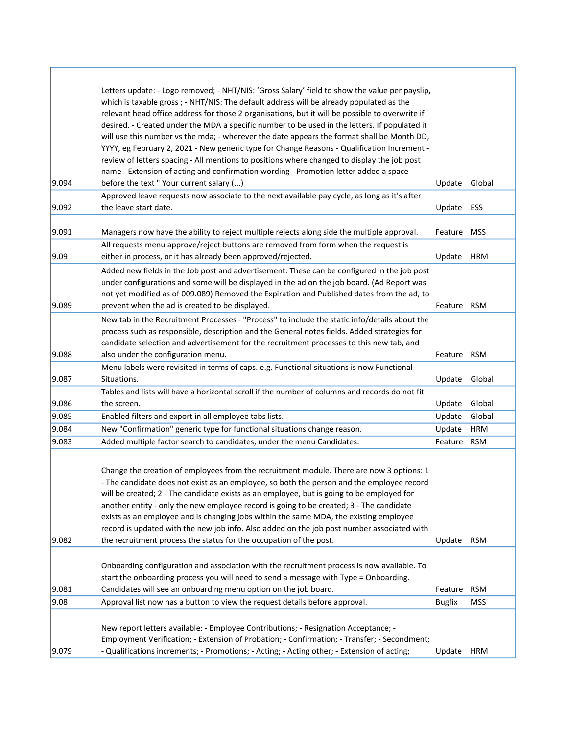| | | | |
|---|---|---|---|
| 9.094 | Letters update: - Logo removed; - NHT/NIS: 'Gross Salary' field to show the value per payslip, which is taxable gross ; - NHT/NIS: The default address will be already populated as the relevant head office address for those 2 organisations, but it will be possible to overwrite if desired. - Created under the MDA a specific number to be used in the letters. If populated it will use this number vs the mda; - wherever the date appears the format shall be Month DD, YYYY, eg February 2, 2021 - New generic type for Change Reasons - Qualification Increment - review of letters spacing - All mentions to positions where changed to display the job post name - Extension of acting and confirmation wording - Promotion letter added a space before the text " Your current salary (...) | Update | Global |
| 9.092 | Approved leave requests now associate to the next available pay cycle, as long as it's after the leave start date. | Update | ESS |
| 9.091 | Managers now have the ability to reject multiple rejects along side the multiple approval. | Feature | MSS |
| 9.09 | All requests menu approve/reject buttons are removed from form when the request is either in process, or it has already been approved/rejected. | Update | HRM |
| 9.089 | Added new fields in the Job post and advertisement. These can be configured in the job post under configurations and some will be displayed in the ad on the job board. (Ad Report was not yet modified as of 009.089) Removed the Expiration and Published dates from the ad, to prevent when the ad is created to be displayed. | Feature | RSM |
| 9.088 | New tab in the Recruitment Processes - "Process" to include the static info/details about the process such as responsible, description and the General notes fields. Added strategies for candidate selection and advertisement for the recruitment processes to this new tab, and also under the configuration menu. | Feature | RSM |
| 9.087 | Menu labels were revisited in terms of caps. e.g. Functional situations is now Functional Situations. | Update | Global |
| 9.086 | Tables and lists will have a horizontal scroll if the number of columns and records do not fit the screen. | Update | Global |
| 9.085 | Enabled filters and export in all employee tabs lists. | Update | Global |
| 9.084 | New "Confirmation" generic type for functional situations change reason. | Update | HRM |
| 9.083 | Added multiple factor search to candidates, under the menu Candidates. | Feature | RSM |
| 9.082 | Change the creation of employees from the recruitment module. There are now 3 options: 1 - The candidate does not exist as an employee, so both the person and the employee record will be created; 2 - The candidate exists as an employee, but is going to be employed for another entity - only the new employee record is going to be created; 3 - The candidate exists as an employee and is changing jobs within the same MDA, the existing employee record is updated with the new job info. Also added on the job post number associated with the recruitment process the status for the occupation of the post. | Update | RSM |
| 9.081 | Onboarding configuration and association with the recruitment process is now available. To start the onboarding process you will need to send a message with Type = Onboarding. Candidates will see an onboarding menu option on the job board. | Feature | RSM |
| 9.08 | Approval list now has a button to view the request details before approval. | Bugfix | MSS |
| 9.079 | New report letters available: - Employee Contributions; - Resignation Acceptance; - Employment Verification; - Extension of Probation; - Confirmation; - Transfer; - Secondment; - Qualifications increments; - Promotions; - Acting; - Acting other; - Extension of acting; | Update | HRM |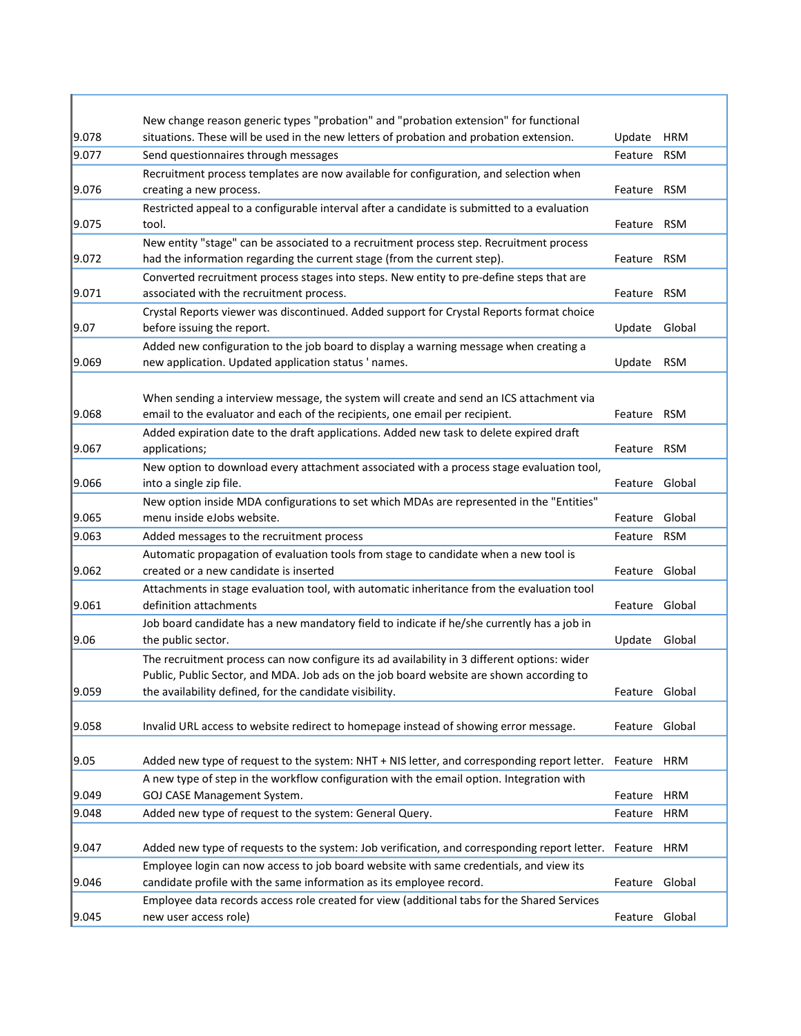| | | | |
|---|---|---|---|
| 9.078 | New change reason generic types "probation" and "probation extension" for functional situations. These will be used in the new letters of probation and probation extension. | Update | HRM |
| 9.077 | Send questionnaires through messages | Feature | RSM |
| 9.076 | Recruitment process templates are now available for configuration, and selection when creating a new process. | Feature | RSM |
| 9.075 | Restricted appeal to a configurable interval after a candidate is submitted to a evaluation tool. | Feature | RSM |
| 9.072 | New entity "stage" can be associated to a recruitment process step. Recruitment process had the information regarding the current stage (from the current step). | Feature | RSM |
| 9.071 | Converted recruitment process stages into steps. New entity to pre-define steps that are associated with the recruitment process. | Feature | RSM |
| 9.07 | Crystal Reports viewer was discontinued. Added support for Crystal Reports format choice before issuing the report. | Update | Global |
| 9.069 | Added new configuration to the job board to display a warning message when creating a new application. Updated application status ' names. | Update | RSM |
| 9.068 | When sending a interview message, the system will create and send an ICS attachment via email to the evaluator and each of the recipients, one email per recipient. | Feature | RSM |
| 9.067 | Added expiration date to the draft applications. Added new task to delete expired draft applications; | Feature | RSM |
| 9.066 | New option to download every attachment associated with a process stage evaluation tool, into a single zip file. | Feature | Global |
| 9.065 | New option inside MDA configurations to set which MDAs are represented in the "Entities" menu inside eJobs website. | Feature | Global |
| 9.063 | Added messages to the recruitment process | Feature | RSM |
| 9.062 | Automatic propagation of evaluation tools from stage to candidate when a new tool is created or a new candidate is inserted | Feature | Global |
| 9.061 | Attachments in stage evaluation tool, with automatic inheritance from the evaluation tool definition attachments | Feature | Global |
| 9.06 | Job board candidate has a new mandatory field to indicate if he/she currently has a job in the public sector. | Update | Global |
| 9.059 | The recruitment process can now configure its ad availability in 3 different options: wider Public, Public Sector, and MDA. Job ads on the job board website are shown according to the availability defined, for the candidate visibility. | Feature | Global |
| 9.058 | Invalid URL access to website redirect to homepage instead of showing error message. | Feature | Global |
| 9.05 | Added new type of request to the system: NHT + NIS letter, and corresponding report letter. | Feature | HRM |
| 9.049 | A new type of step in the workflow configuration with the email option. Integration with GOJ CASE Management System. | Feature | HRM |
| 9.048 | Added new type of request to the system: General Query. | Feature | HRM |
| 9.047 | Added new type of requests to the system: Job verification, and corresponding report letter. | Feature | HRM |
| 9.046 | Employee login can now access to job board website with same credentials, and view its candidate profile with the same information as its employee record. | Feature | Global |
| 9.045 | Employee data records access role created for view (additional tabs for the Shared Services new user access role) | Feature | Global |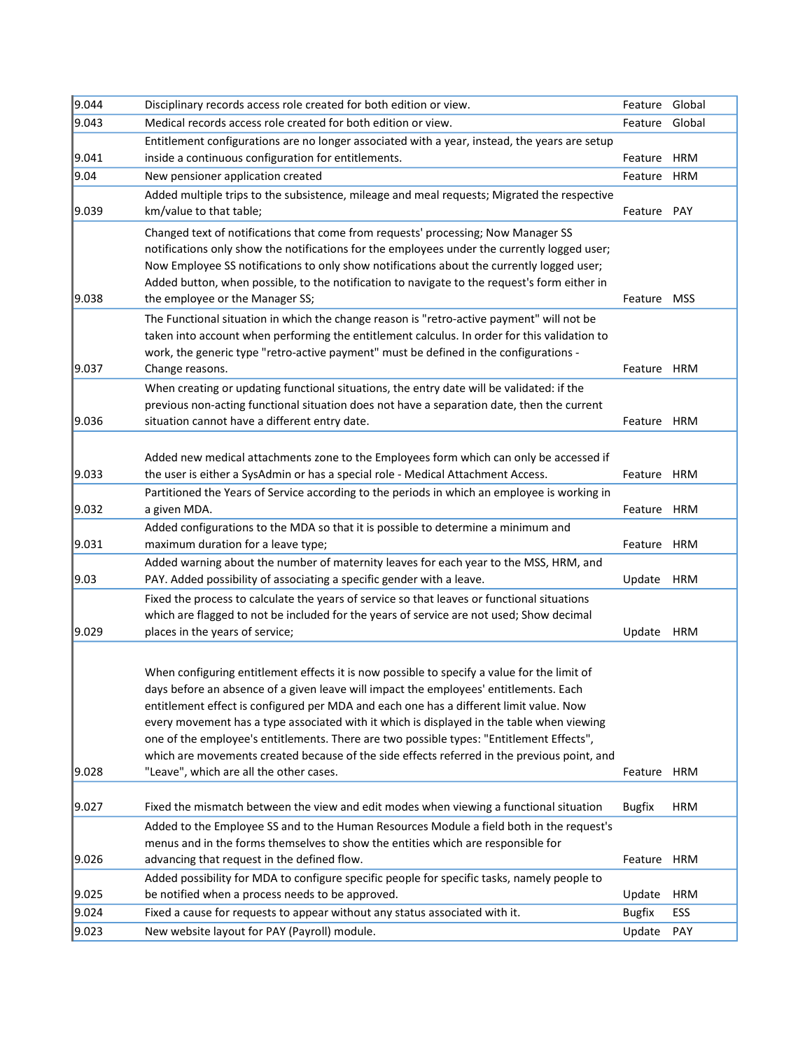| | | | |
|---|---|---|---|
| 9.044 | Disciplinary records access role created for both edition or view. | Feature | Global |
| 9.043 | Medical records access role created for both edition or view. | Feature | Global |
| 9.041 | Entitlement configurations are no longer associated with a year, instead, the years are setup inside a continuous configuration for entitlements. | Feature | HRM |
| 9.04 | New pensioner application created | Feature | HRM |
| 9.039 | Added multiple trips to the subsistence, mileage and meal requests; Migrated the respective km/value to that table; | Feature | PAY |
| 9.038 | Changed text of notifications that come from requests' processing; Now Manager SS notifications only show the notifications for the employees under the currently logged user; Now Employee SS notifications to only show notifications about the currently logged user; Added button, when possible, to the notification to navigate to the request's form either in the employee or the Manager SS; | Feature | MSS |
| 9.037 | The Functional situation in which the change reason is "retro-active payment" will not be taken into account when performing the entitlement calculus. In order for this validation to work, the generic type "retro-active payment" must be defined in the configurations - Change reasons. | Feature | HRM |
| 9.036 | When creating or updating functional situations, the entry date will be validated: if the previous non-acting functional situation does not have a separation date, then the current situation cannot have a different entry date. | Feature | HRM |
| 9.033 | Added new medical attachments zone to the Employees form which can only be accessed if the user is either a SysAdmin or has a special role - Medical Attachment Access. | Feature | HRM |
| 9.032 | Partitioned the Years of Service according to the periods in which an employee is working in a given MDA. | Feature | HRM |
| 9.031 | Added configurations to the MDA so that it is possible to determine a minimum and maximum duration for a leave type; | Feature | HRM |
| 9.03 | Added warning about the number of maternity leaves for each year to the MSS, HRM, and PAY. Added possibility of associating a specific gender with a leave. | Update | HRM |
| 9.029 | Fixed the process to calculate the years of service so that leaves or functional situations which are flagged to not be included for the years of service are not used; Show decimal places in the years of service; | Update | HRM |
| 9.028 | When configuring entitlement effects it is now possible to specify a value for the limit of days before an absence of a given leave will impact the employees' entitlements. Each entitlement effect is configured per MDA and each one has a different limit value. Now every movement has a type associated with it which is displayed in the table when viewing one of the employee's entitlements. There are two possible types: "Entitlement Effects", which are movements created because of the side effects referred in the previous point, and "Leave", which are all the other cases. | Feature | HRM |
| 9.027 | Fixed the mismatch between the view and edit modes when viewing a functional situation | Bugfix | HRM |
| 9.026 | Added to the Employee SS and to the Human Resources Module a field both in the request's menus and in the forms themselves to show the entities which are responsible for advancing that request in the defined flow. | Feature | HRM |
| 9.025 | Added possibility for MDA to configure specific people for specific tasks, namely people to be notified when a process needs to be approved. | Update | HRM |
| 9.024 | Fixed a cause for requests to appear without any status associated with it. | Bugfix | ESS |
| 9.023 | New website layout for PAY (Payroll) module. | Update | PAY |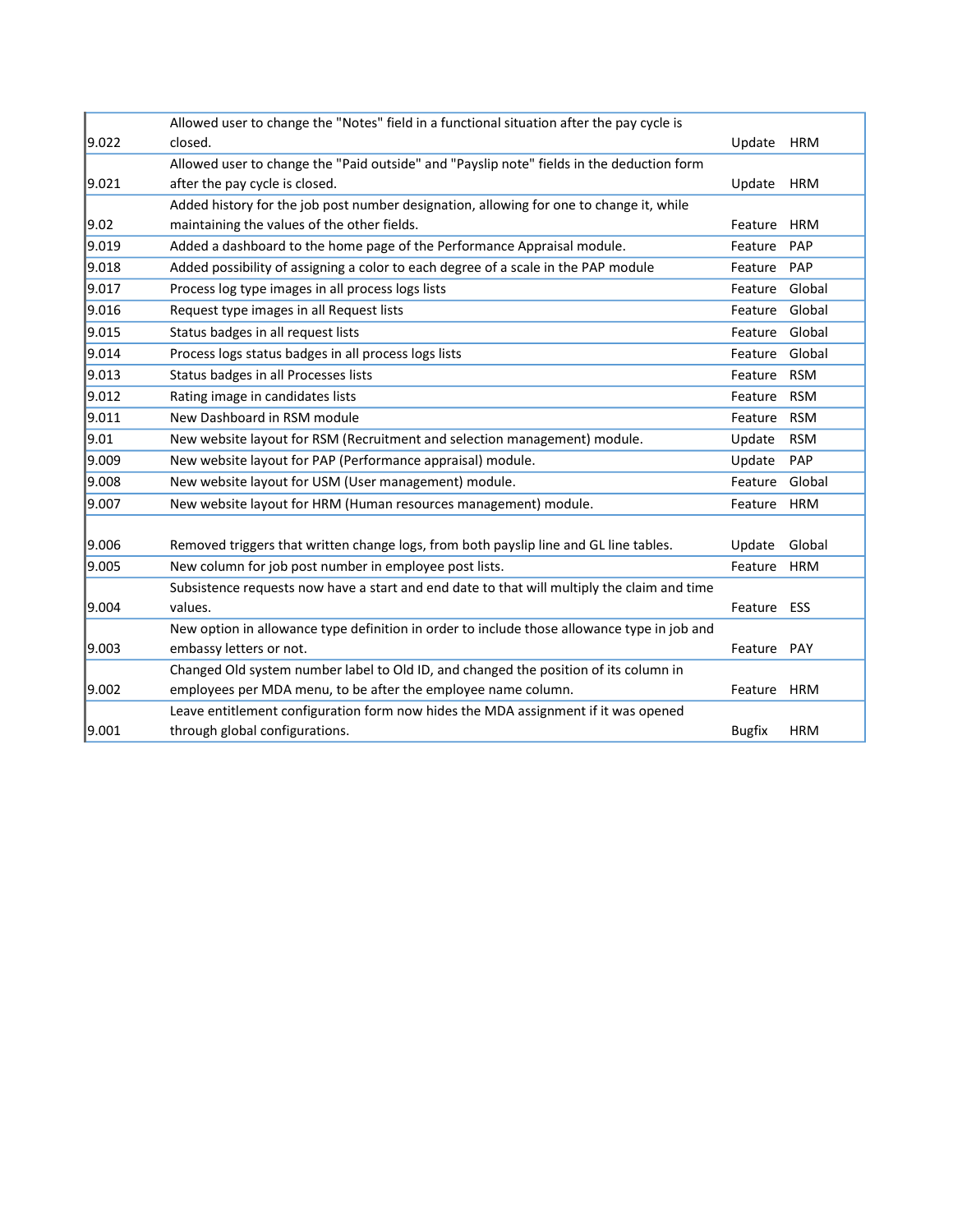| | | | |
|---|---|---|---|
| 9.022 | Allowed user to change the "Notes" field in a functional situation after the pay cycle is closed. | Update | HRM |
| 9.021 | Allowed user to change the "Paid outside" and "Payslip note" fields in the deduction form after the pay cycle is closed. | Update | HRM |
| 9.02 | Added history for the job post number designation, allowing for one to change it, while maintaining the values of the other fields. | Feature | HRM |
| 9.019 | Added a dashboard to the home page of the Performance Appraisal module. | Feature | PAP |
| 9.018 | Added possibility of assigning a color to each degree of a scale in the PAP module | Feature | PAP |
| 9.017 | Process log type images in all process logs lists | Feature | Global |
| 9.016 | Request type images in all Request lists | Feature | Global |
| 9.015 | Status badges in all request lists | Feature | Global |
| 9.014 | Process logs status badges in all process logs lists | Feature | Global |
| 9.013 | Status badges in all Processes lists | Feature | RSM |
| 9.012 | Rating image in candidates lists | Feature | RSM |
| 9.011 | New Dashboard in RSM module | Feature | RSM |
| 9.01 | New website layout for RSM (Recruitment and selection management) module. | Update | RSM |
| 9.009 | New website layout for PAP (Performance appraisal) module. | Update | PAP |
| 9.008 | New website layout for USM (User management) module. | Feature | Global |
| 9.007 | New website layout for HRM (Human resources management) module. | Feature | HRM |
| 9.006 | Removed triggers that written change logs, from both payslip line and GL line tables. | Update | Global |
| 9.005 | New column for job post number in employee post lists. | Feature | HRM |
| 9.004 | Subsistence requests now have a start and end date to that will multiply the claim and time values. | Feature | ESS |
| 9.003 | New option in allowance type definition in order to include those allowance type in job and embassy letters or not. | Feature | PAY |
| 9.002 | Changed Old system number label to Old ID, and changed the position of its column in employees per MDA menu, to be after the employee name column. | Feature | HRM |
| 9.001 | Leave entitlement configuration form now hides the MDA assignment if it was opened through global configurations. | Bugfix | HRM |